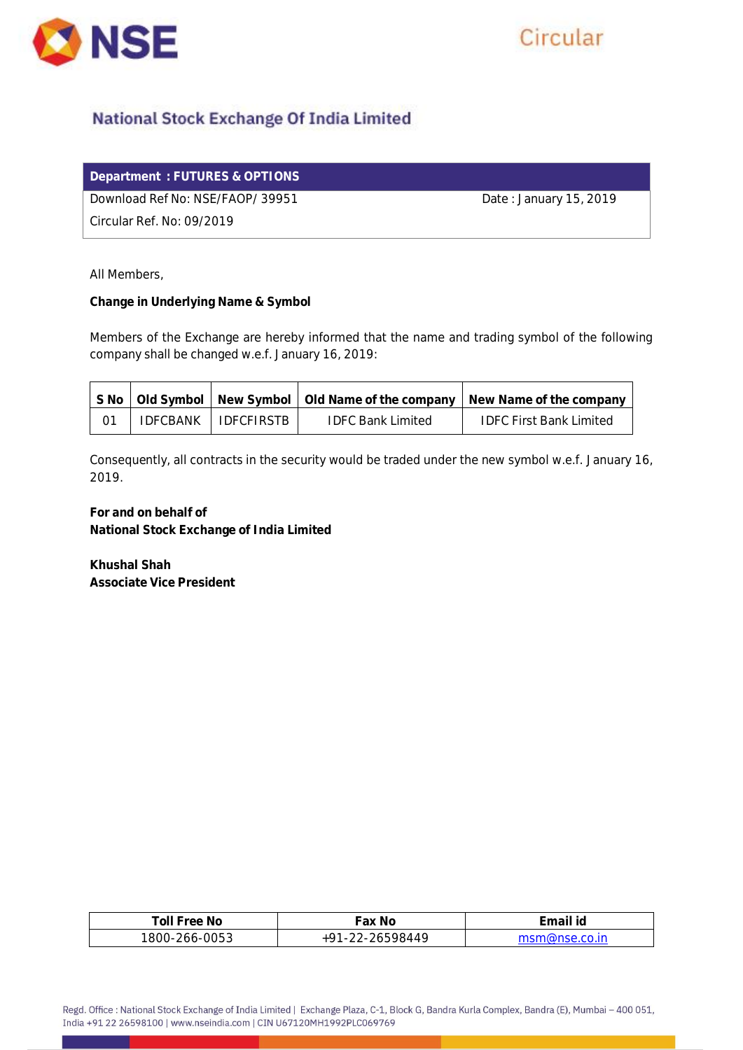# National Stock Exchange Of India Limited

| Department : FUTURES & OPTIONS | |
|---|---|
| Download Ref No: NSE/FAOP/ 39951 | Date : January 15, 2019 |
| Circular Ref. No: 09/2019 | |

All Members,

**Change in Underlying Name & Symbol**

Members of the Exchange are hereby informed that the name and trading symbol of the following company shall be changed w.e.f. January 16, 2019:

| S No | Old Symbol | New Symbol | Old Name of the company | New Name of the company |
|---|---|---|---|---|
| 01 | IDFCBANK | IDFCFIRSTB | IDFC Bank Limited | IDFC First Bank Limited |

Consequently, all contracts in the security would be traded under the new symbol w.e.f. January 16, 2019.

**For and on behalf of**
**National Stock Exchange of India Limited**

**Khushal Shah**
**Associate Vice President**

| Toll Free No | Fax No | Email id |
|---|---|---|
| 1800-266-0053 | +91-22-26598449 | msm@nse.co.in |

Regd. Office : National Stock Exchange of India Limited | Exchange Plaza, C-1, Block G, Bandra Kurla Complex, Bandra (E), Mumbai – 400 051, India +91 22 26598100 | www.nseindia.com | CIN U67120MH1992PLC069769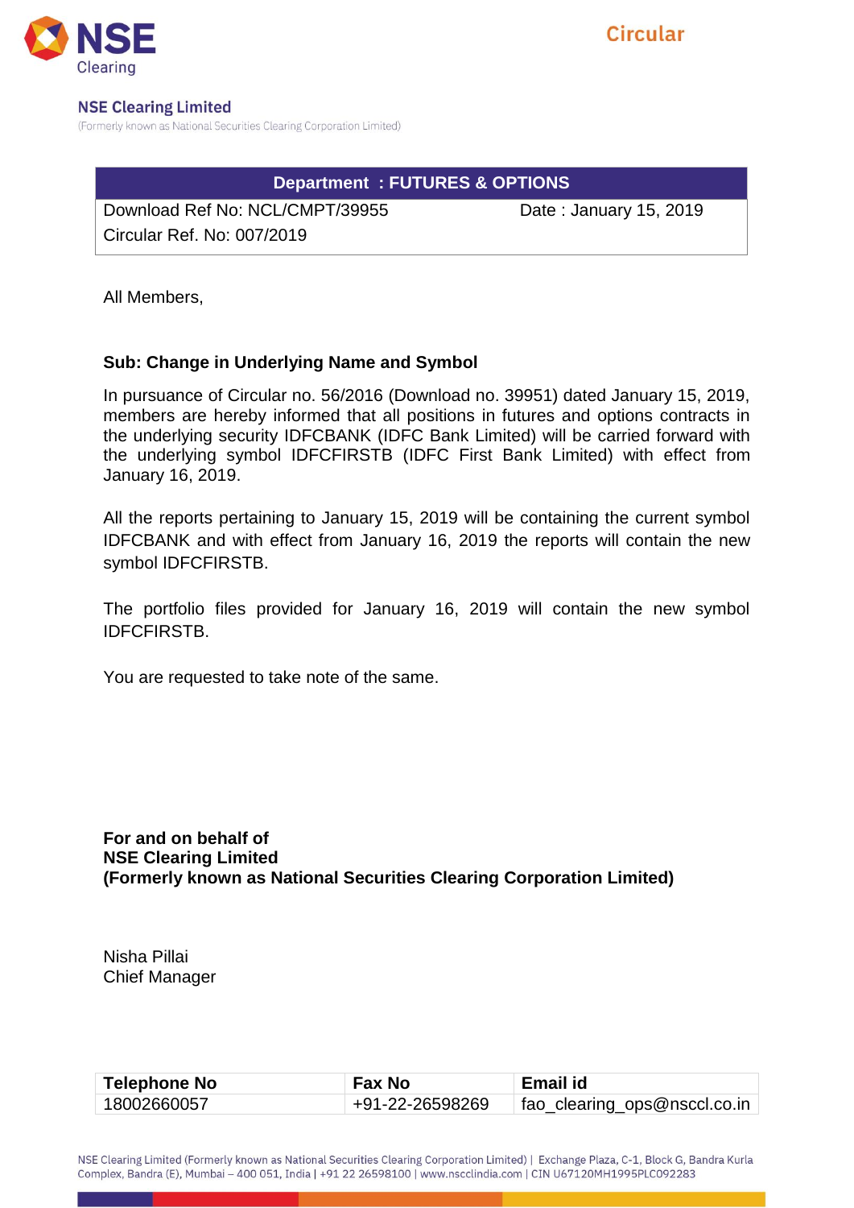**NSE Clearing Limited**

(Formerly known as National Securities Clearing Corporation Limited)

Circular

| Department : FUTURES & OPTIONS | |
|---|---|
| Download Ref No: NCL/CMPT/39955 | Date : January 15, 2019 |
| Circular Ref. No: 007/2019 | |

All Members,

**Sub: Change in Underlying Name and Symbol**

In pursuance of Circular no. 56/2016 (Download no. 39951) dated January 15, 2019, members are hereby informed that all positions in futures and options contracts in the underlying security IDFCBANK (IDFC Bank Limited) will be carried forward with the underlying symbol IDFCFIRSTB (IDFC First Bank Limited) with effect from January 16, 2019.

All the reports pertaining to January 15, 2019 will be containing the current symbol IDFCBANK and with effect from January 16, 2019 the reports will contain the new symbol IDFCFIRSTB.

The portfolio files provided for January 16, 2019 will contain the new symbol IDFCFIRSTB.

You are requested to take note of the same.

**For and on behalf of**
**NSE Clearing Limited**
**(Formerly known as National Securities Clearing Corporation Limited)**

Nisha Pillai
Chief Manager

| Telephone No | Fax No | Email id |
|---|---|---|
| 18002660057 | +91-22-26598269 | fao_clearing_ops@nsccl.co.in |

NSE Clearing Limited (Formerly known as National Securities Clearing Corporation Limited) | Exchange Plaza, C-1, Block G, Bandra Kurla Complex, Bandra (E), Mumbai – 400 051, India | +91 22 26598100 | www.nscclindia.com | CIN U67120MH1995PLC092283